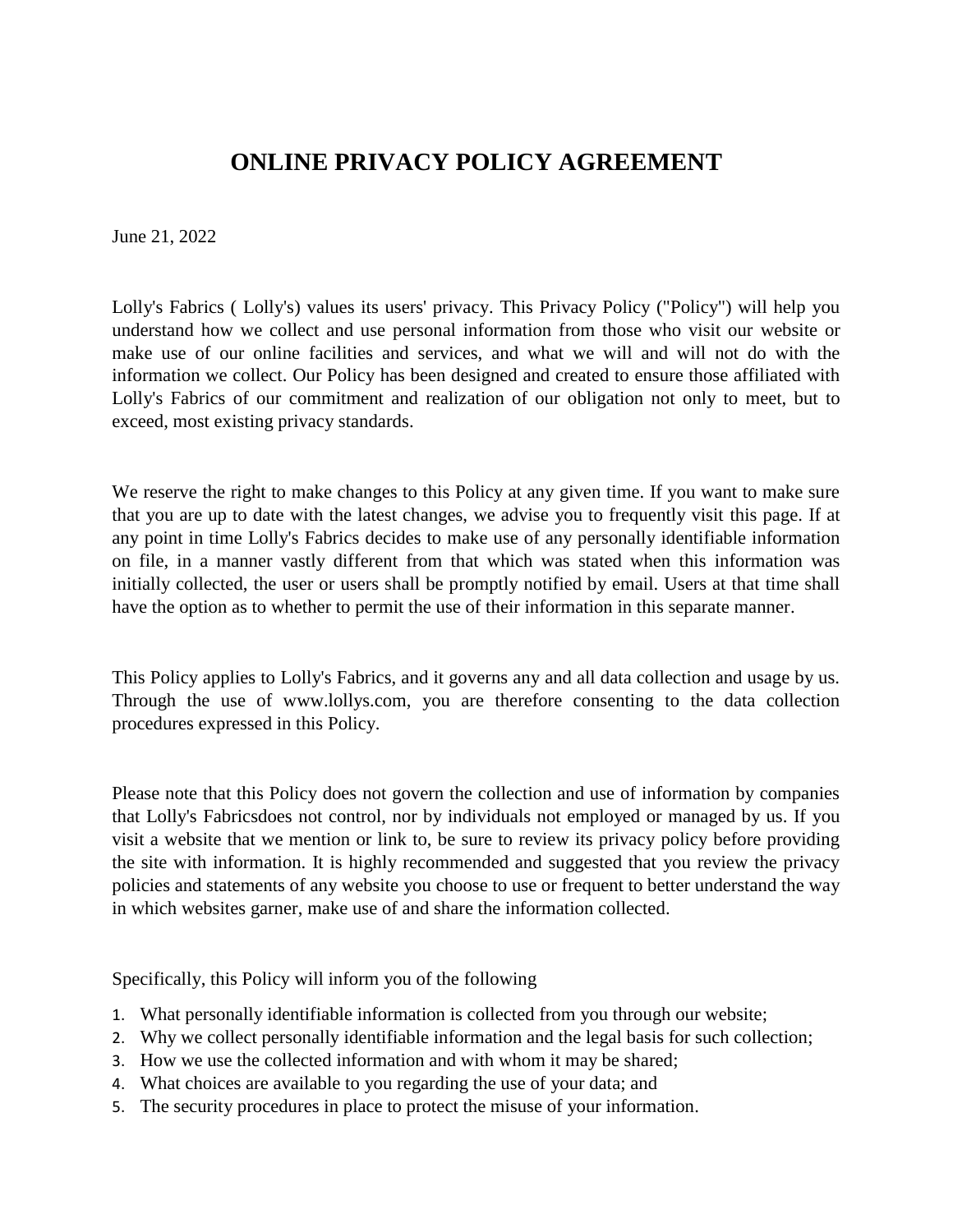# ONLINE PRIVACY POLICY AGREEMENT

June 21, 2022

Lolly's Fabrics ( Lolly's) values its users' privacy. This Privacy Policy ("Policy") will help you understand how we collect and use personal information from those who visit our website or make use of our online facilities and services, and what we will and will not do with the information we collect. Our Policy has been designed and created to ensure those affiliated with Lolly's Fabrics of our commitment and realization of our obligation not only to meet, but to exceed, most existing privacy standards.

We reserve the right to make changes to this Policy at any given time. If you want to make sure that you are up to date with the latest changes, we advise you to frequently visit this page. If at any point in time Lolly's Fabrics decides to make use of any personally identifiable information on file, in a manner vastly different from that which was stated when this information was initially collected, the user or users shall be promptly notified by email. Users at that time shall have the option as to whether to permit the use of their information in this separate manner.

This Policy applies to Lolly's Fabrics, and it governs any and all data collection and usage by us. Through the use of www.lollys.com, you are therefore consenting to the data collection procedures expressed in this Policy.

Please note that this Policy does not govern the collection and use of information by companies that Lolly's Fabricsdoes not control, nor by individuals not employed or managed by us. If you visit a website that we mention or link to, be sure to review its privacy policy before providing the site with information. It is highly recommended and suggested that you review the privacy policies and statements of any website you choose to use or frequent to better understand the way in which websites garner, make use of and share the information collected.

Specifically, this Policy will inform you of the following

1. What personally identifiable information is collected from you through our website;
2. Why we collect personally identifiable information and the legal basis for such collection;
3. How we use the collected information and with whom it may be shared;
4. What choices are available to you regarding the use of your data; and
5. The security procedures in place to protect the misuse of your information.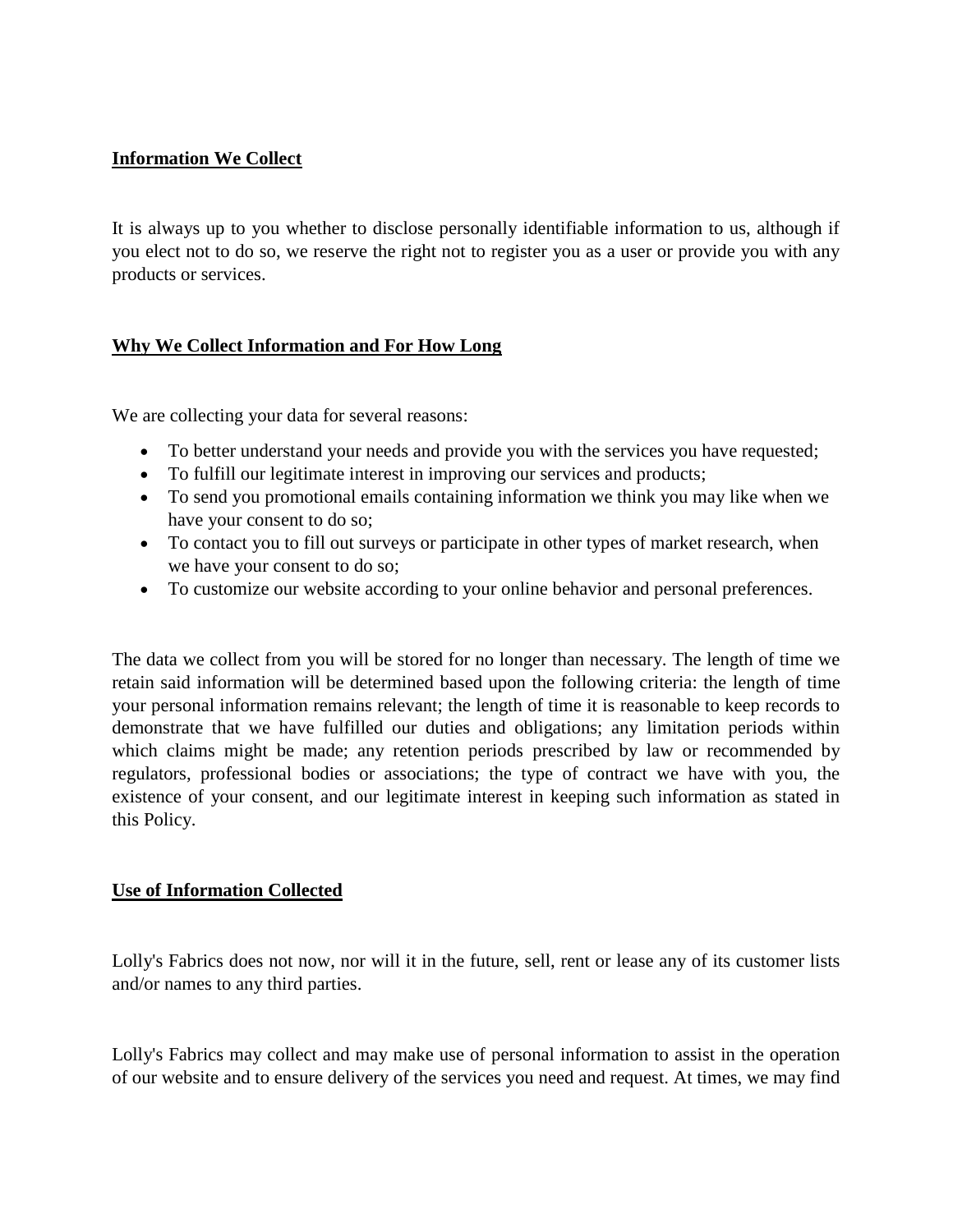## **Information We Collect**

It is always up to you whether to disclose personally identifiable information to us, although if you elect not to do so, we reserve the right not to register you as a user or provide you with any products or services.

## **Why We Collect Information and For How Long**

We are collecting your data for several reasons:

- To better understand your needs and provide you with the services you have requested;
- To fulfill our legitimate interest in improving our services and products;
- To send you promotional emails containing information we think you may like when we have your consent to do so;
- To contact you to fill out surveys or participate in other types of market research, when we have your consent to do so;
- To customize our website according to your online behavior and personal preferences.

The data we collect from you will be stored for no longer than necessary. The length of time we retain said information will be determined based upon the following criteria: the length of time your personal information remains relevant; the length of time it is reasonable to keep records to demonstrate that we have fulfilled our duties and obligations; any limitation periods within which claims might be made; any retention periods prescribed by law or recommended by regulators, professional bodies or associations; the type of contract we have with you, the existence of your consent, and our legitimate interest in keeping such information as stated in this Policy.

## **Use of Information Collected**

Lolly's Fabrics does not now, nor will it in the future, sell, rent or lease any of its customer lists and/or names to any third parties.

Lolly's Fabrics may collect and may make use of personal information to assist in the operation of our website and to ensure delivery of the services you need and request. At times, we may find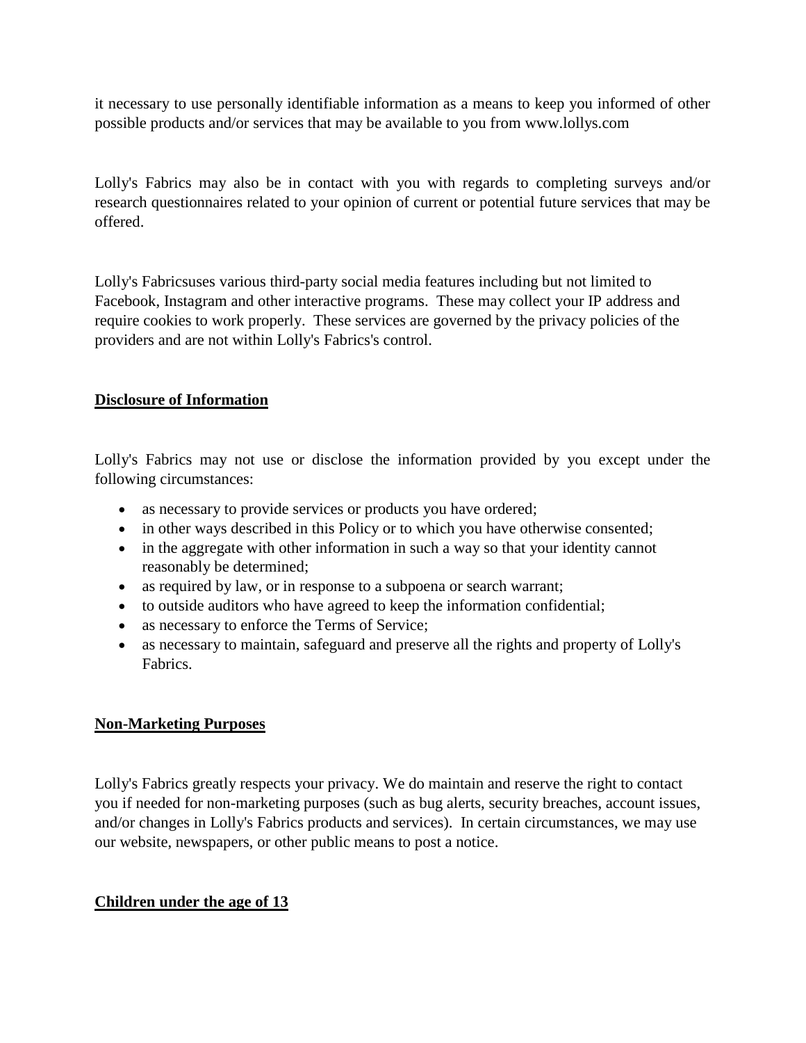it necessary to use personally identifiable information as a means to keep you informed of other possible products and/or services that may be available to you from www.lollys.com

Lolly's Fabrics may also be in contact with you with regards to completing surveys and/or research questionnaires related to your opinion of current or potential future services that may be offered.

Lolly's Fabricsuses various third-party social media features including but not limited to Facebook, Instagram and other interactive programs. These may collect your IP address and require cookies to work properly. These services are governed by the privacy policies of the providers and are not within Lolly's Fabrics's control.

**Disclosure of Information**

Lolly's Fabrics may not use or disclose the information provided by you except under the following circumstances:

- as necessary to provide services or products you have ordered;
- in other ways described in this Policy or to which you have otherwise consented;
- in the aggregate with other information in such a way so that your identity cannot reasonably be determined;
- as required by law, or in response to a subpoena or search warrant;
- to outside auditors who have agreed to keep the information confidential;
- as necessary to enforce the Terms of Service;
- as necessary to maintain, safeguard and preserve all the rights and property of Lolly's Fabrics.

**Non-Marketing Purposes**

Lolly's Fabrics greatly respects your privacy. We do maintain and reserve the right to contact you if needed for non-marketing purposes (such as bug alerts, security breaches, account issues, and/or changes in Lolly's Fabrics products and services). In certain circumstances, we may use our website, newspapers, or other public means to post a notice.

**Children under the age of 13**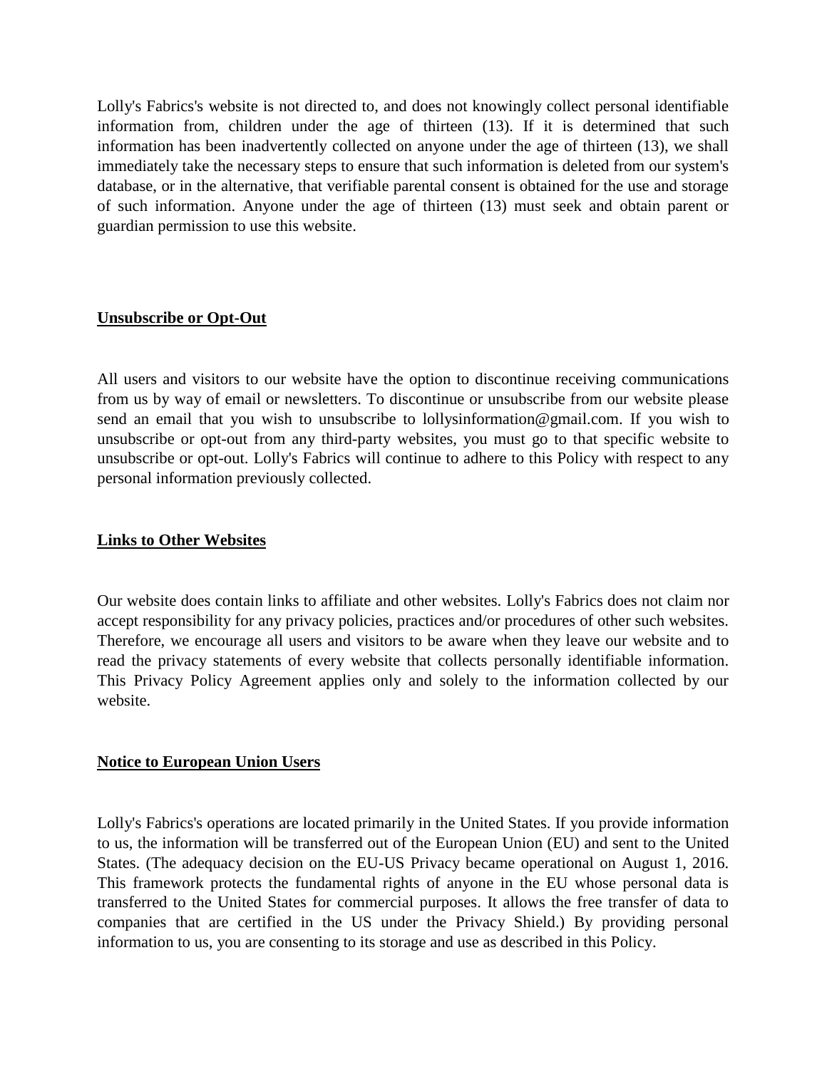Lolly's Fabrics's website is not directed to, and does not knowingly collect personal identifiable information from, children under the age of thirteen (13). If it is determined that such information has been inadvertently collected on anyone under the age of thirteen (13), we shall immediately take the necessary steps to ensure that such information is deleted from our system's database, or in the alternative, that verifiable parental consent is obtained for the use and storage of such information. Anyone under the age of thirteen (13) must seek and obtain parent or guardian permission to use this website.

**Unsubscribe or Opt-Out**

All users and visitors to our website have the option to discontinue receiving communications from us by way of email or newsletters. To discontinue or unsubscribe from our website please send an email that you wish to unsubscribe to lollysinformation@gmail.com. If you wish to unsubscribe or opt-out from any third-party websites, you must go to that specific website to unsubscribe or opt-out. Lolly's Fabrics will continue to adhere to this Policy with respect to any personal information previously collected.

**Links to Other Websites**

Our website does contain links to affiliate and other websites. Lolly's Fabrics does not claim nor accept responsibility for any privacy policies, practices and/or procedures of other such websites. Therefore, we encourage all users and visitors to be aware when they leave our website and to read the privacy statements of every website that collects personally identifiable information. This Privacy Policy Agreement applies only and solely to the information collected by our website.

**Notice to European Union Users**

Lolly's Fabrics's operations are located primarily in the United States. If you provide information to us, the information will be transferred out of the European Union (EU) and sent to the United States. (The adequacy decision on the EU-US Privacy became operational on August 1, 2016. This framework protects the fundamental rights of anyone in the EU whose personal data is transferred to the United States for commercial purposes. It allows the free transfer of data to companies that are certified in the US under the Privacy Shield.) By providing personal information to us, you are consenting to its storage and use as described in this Policy.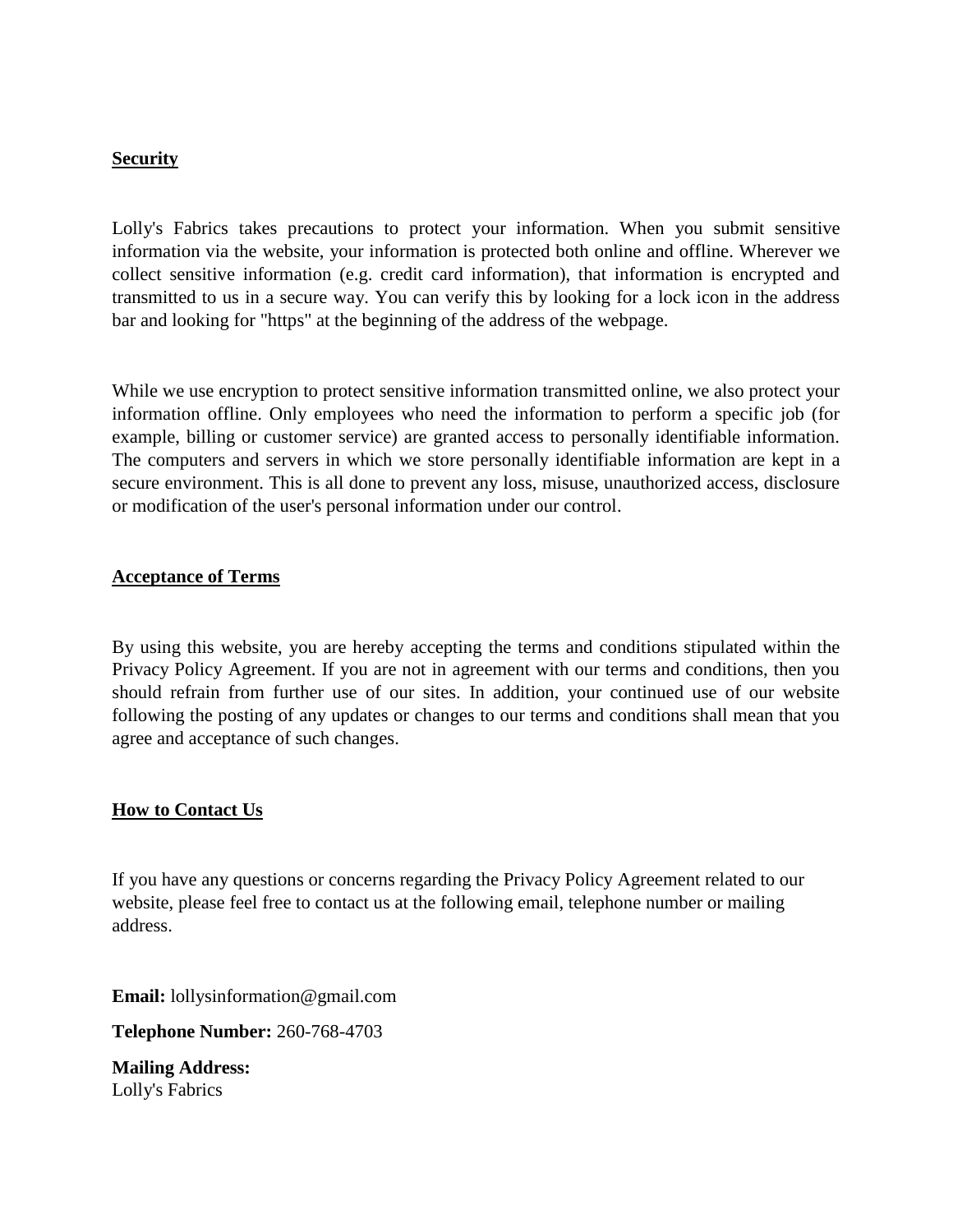**Security**

Lolly's Fabrics takes precautions to protect your information. When you submit sensitive information via the website, your information is protected both online and offline. Wherever we collect sensitive information (e.g. credit card information), that information is encrypted and transmitted to us in a secure way. You can verify this by looking for a lock icon in the address bar and looking for "https" at the beginning of the address of the webpage.

While we use encryption to protect sensitive information transmitted online, we also protect your information offline. Only employees who need the information to perform a specific job (for example, billing or customer service) are granted access to personally identifiable information. The computers and servers in which we store personally identifiable information are kept in a secure environment. This is all done to prevent any loss, misuse, unauthorized access, disclosure or modification of the user's personal information under our control.

**Acceptance of Terms**

By using this website, you are hereby accepting the terms and conditions stipulated within the Privacy Policy Agreement. If you are not in agreement with our terms and conditions, then you should refrain from further use of our sites. In addition, your continued use of our website following the posting of any updates or changes to our terms and conditions shall mean that you agree and acceptance of such changes.

**How to Contact Us**

If you have any questions or concerns regarding the Privacy Policy Agreement related to our website, please feel free to contact us at the following email, telephone number or mailing address.

**Email:** lollysinformation@gmail.com

**Telephone Number:** 260-768-4703

**Mailing Address:**
Lolly's Fabrics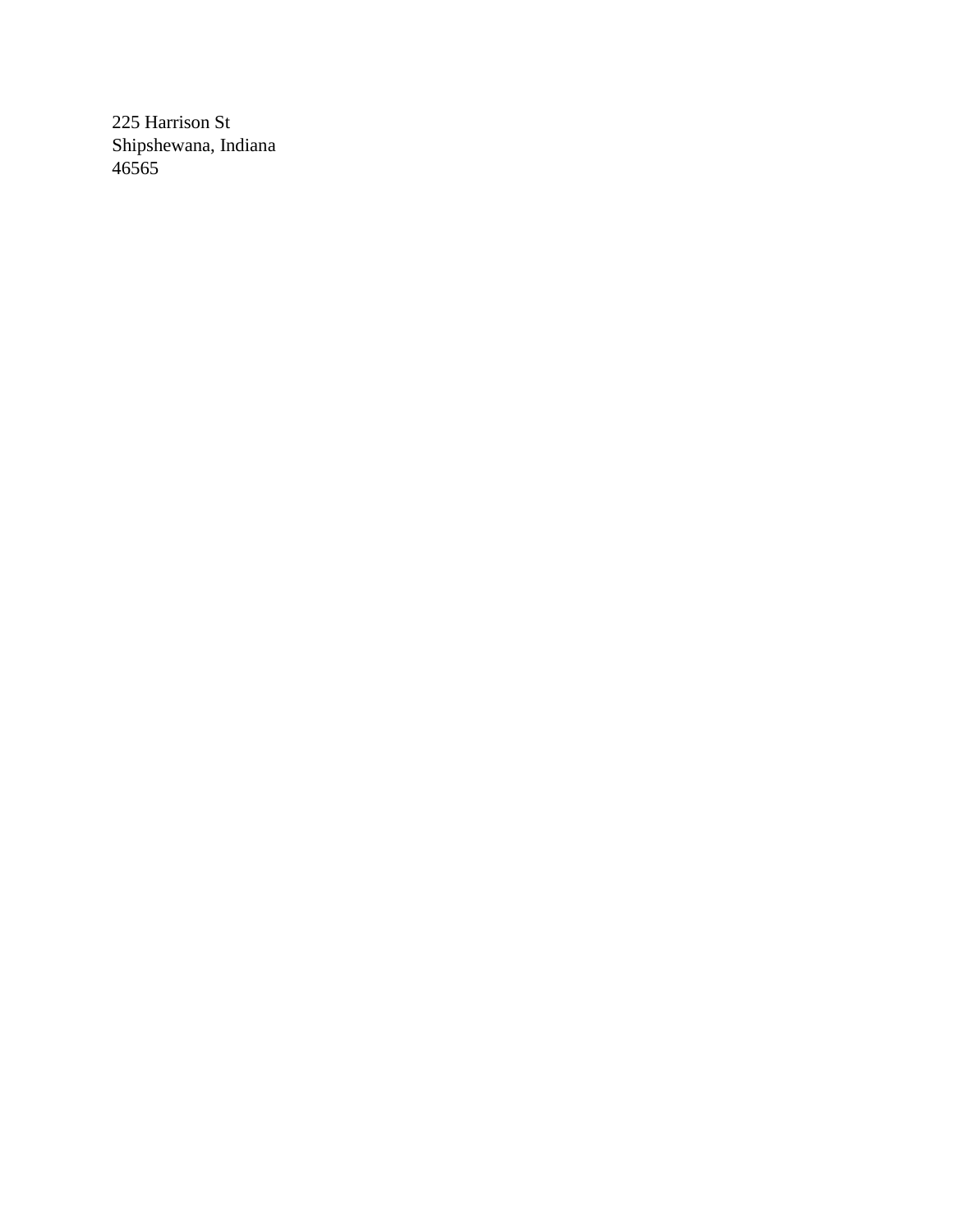225 Harrison St
Shipshewana, Indiana
46565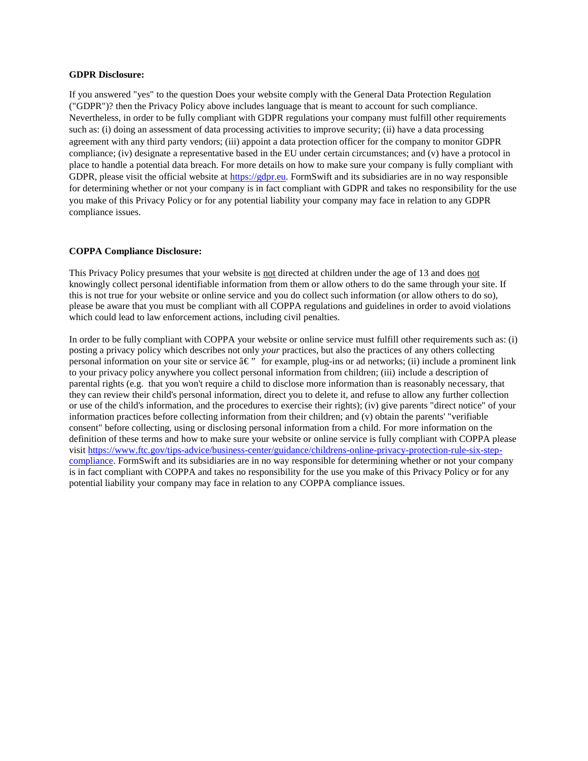**GDPR Disclosure:**

If you answered "yes" to the question Does your website comply with the General Data Protection Regulation ("GDPR")? then the Privacy Policy above includes language that is meant to account for such compliance. Nevertheless, in order to be fully compliant with GDPR regulations your company must fulfill other requirements such as: (i) doing an assessment of data processing activities to improve security; (ii) have a data processing agreement with any third party vendors; (iii) appoint a data protection officer for the company to monitor GDPR compliance; (iv) designate a representative based in the EU under certain circumstances; and (v) have a protocol in place to handle a potential data breach. For more details on how to make sure your company is fully compliant with GDPR, please visit the official website at [https://gdpr.eu](https://gdpr.eu). FormSwift and its subsidiaries are in no way responsible for determining whether or not your company is in fact compliant with GDPR and takes no responsibility for the use you make of this Privacy Policy or for any potential liability your company may face in relation to any GDPR compliance issues.

**COPPA Compliance Disclosure:**

This Privacy Policy presumes that your website is <u>not</u> directed at children under the age of 13 and does <u>not</u> knowingly collect personal identifiable information from them or allow others to do the same through your site. If this is not true for your website or online service and you do collect such information (or allow others to do so), please be aware that you must be compliant with all COPPA regulations and guidelines in order to avoid violations which could lead to law enforcement actions, including civil penalties.

In order to be fully compliant with COPPA your website or online service must fulfill other requirements such as: (i) posting a privacy policy which describes not only *your* practices, but also the practices of any others collecting personal information on your site or service â€" for example, plug-ins or ad networks; (ii) include a prominent link to your privacy policy anywhere you collect personal information from children; (iii) include a description of parental rights (e.g. that you won't require a child to disclose more information than is reasonably necessary, that they can review their child's personal information, direct you to delete it, and refuse to allow any further collection or use of the child's information, and the procedures to exercise their rights); (iv) give parents "direct notice" of your information practices before collecting information from their children; and (v) obtain the parents' "verifiable consent" before collecting, using or disclosing personal information from a child. For more information on the definition of these terms and how to make sure your website or online service is fully compliant with COPPA please visit [https://www.ftc.gov/tips-advice/business-center/guidance/childrens-online-privacy-protection-rule-six-step-compliance](https://www.ftc.gov/tips-advice/business-center/guidance/childrens-online-privacy-protection-rule-six-step-compliance). FormSwift and its subsidiaries are in no way responsible for determining whether or not your company is in fact compliant with COPPA and takes no responsibility for the use you make of this Privacy Policy or for any potential liability your company may face in relation to any COPPA compliance issues.